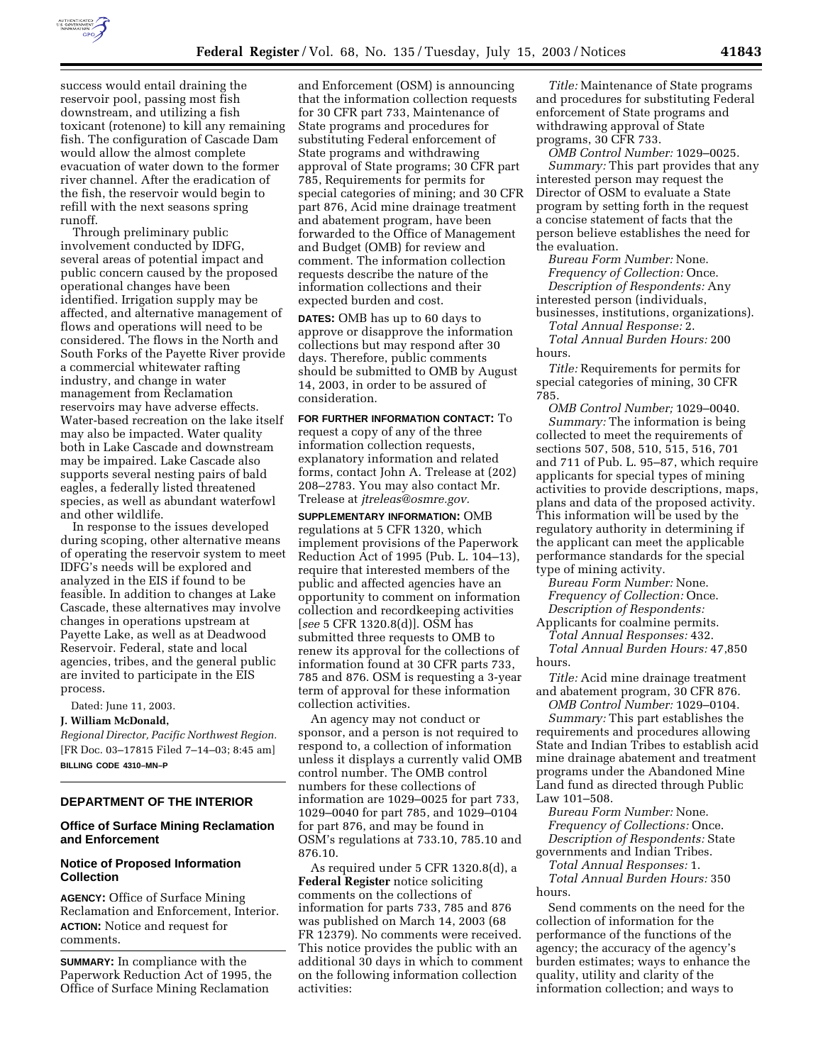success would entail draining the reservoir pool, passing most fish downstream, and utilizing a fish toxicant (rotenone) to kill any remaining fish. The configuration of Cascade Dam would allow the almost complete evacuation of water down to the former river channel. After the eradication of the fish, the reservoir would begin to refill with the next seasons spring runoff.

Through preliminary public involvement conducted by IDFG, several areas of potential impact and public concern caused by the proposed operational changes have been identified. Irrigation supply may be affected, and alternative management of flows and operations will need to be considered. The flows in the North and South Forks of the Payette River provide a commercial whitewater rafting industry, and change in water management from Reclamation reservoirs may have adverse effects. Water-based recreation on the lake itself may also be impacted. Water quality both in Lake Cascade and downstream may be impaired. Lake Cascade also supports several nesting pairs of bald eagles, a federally listed threatened species, as well as abundant waterfowl and other wildlife.

In response to the issues developed during scoping, other alternative means of operating the reservoir system to meet IDFG's needs will be explored and analyzed in the EIS if found to be feasible. In addition to changes at Lake Cascade, these alternatives may involve changes in operations upstream at Payette Lake, as well as at Deadwood Reservoir. Federal, state and local agencies, tribes, and the general public are invited to participate in the EIS process.

Dated: June 11, 2003.

**J. William McDonald,**

*Regional Director, Pacific Northwest Region.*

[FR Doc. 03–17815 Filed 7–14–03; 8:45 am]

**BILLING CODE 4310–MN–P**

## DEPARTMENT OF THE INTERIOR

### Office of Surface Mining Reclamation and Enforcement

### Notice of Proposed Information Collection

**AGENCY:** Office of Surface Mining Reclamation and Enforcement, Interior.

**ACTION:** Notice and request for comments.

**SUMMARY:** In compliance with the Paperwork Reduction Act of 1995, the Office of Surface Mining Reclamation and Enforcement (OSM) is announcing that the information collection requests for 30 CFR part 733, Maintenance of State programs and procedures for substituting Federal enforcement of State programs and withdrawing approval of State programs; 30 CFR part 785, Requirements for permits for special categories of mining; and 30 CFR part 876, Acid mine drainage treatment and abatement program, have been forwarded to the Office of Management and Budget (OMB) for review and comment. The information collection requests describe the nature of the information collections and their expected burden and cost.

**DATES:** OMB has up to 60 days to approve or disapprove the information collections but may respond after 30 days. Therefore, public comments should be submitted to OMB by August 14, 2003, in order to be assured of consideration.

**FOR FURTHER INFORMATION CONTACT:** To request a copy of any of the three information collection requests, explanatory information and related forms, contact John A. Trelease at (202) 208–2783. You may also contact Mr. Trelease at *jtreleas@osmre.gov.*

**SUPPLEMENTARY INFORMATION:** OMB regulations at 5 CFR 1320, which implement provisions of the Paperwork Reduction Act of 1995 (Pub. L. 104–13), require that interested members of the public and affected agencies have an opportunity to comment on information collection and recordkeeping activities [*see* 5 CFR 1320.8(d)]. OSM has submitted three requests to OMB to renew its approval for the collections of information found at 30 CFR parts 733, 785 and 876. OSM is requesting a 3-year term of approval for these information collection activities.

An agency may not conduct or sponsor, and a person is not required to respond to, a collection of information unless it displays a currently valid OMB control number. The OMB control numbers for these collections of information are 1029–0025 for part 733, 1029–0040 for part 785, and 1029–0104 for part 876, and may be found in OSM's regulations at 733.10, 785.10 and 876.10.

As required under 5 CFR 1320.8(d), a **Federal Register** notice soliciting comments on the collections of information for parts 733, 785 and 876 was published on March 14, 2003 (68 FR 12379). No comments were received. This notice provides the public with an additional 30 days in which to comment on the following information collection activities:

*Title:* Maintenance of State programs and procedures for substituting Federal enforcement of State programs and withdrawing approval of State programs, 30 CFR 733.

*OMB Control Number:* 1029–0025.

*Summary:* This part provides that any interested person may request the Director of OSM to evaluate a State program by setting forth in the request a concise statement of facts that the person believe establishes the need for the evaluation.

*Bureau Form Number:* None.

*Frequency of Collection:* Once.

*Description of Respondents:* Any interested person (individuals, businesses, institutions, organizations).

*Total Annual Response:* 2.

*Total Annual Burden Hours:* 200 hours.

*Title:* Requirements for permits for special categories of mining, 30 CFR 785.

*OMB Control Number;* 1029–0040.

*Summary:* The information is being collected to meet the requirements of sections 507, 508, 510, 515, 516, 701 and 711 of Pub. L. 95–87, which require applicants for special types of mining activities to provide descriptions, maps, plans and data of the proposed activity. This information will be used by the regulatory authority in determining if the applicant can meet the applicable performance standards for the special type of mining activity.

*Bureau Form Number:* None.

*Frequency of Collection:* Once.

*Description of Respondents:* Applicants for coalmine permits.

*Total Annual Responses:* 432.

*Total Annual Burden Hours:* 47,850 hours.

*Title:* Acid mine drainage treatment and abatement program, 30 CFR 876.

*OMB Control Number:* 1029–0104.

*Summary:* This part establishes the requirements and procedures allowing State and Indian Tribes to establish acid mine drainage abatement and treatment programs under the Abandoned Mine Land fund as directed through Public Law 101–508.

*Bureau Form Number:* None.

*Frequency of Collections:* Once.

*Description of Respondents:* State governments and Indian Tribes.

*Total Annual Responses:* 1.

*Total Annual Burden Hours:* 350 hours.

Send comments on the need for the collection of information for the performance of the functions of the agency; the accuracy of the agency's burden estimates; ways to enhance the quality, utility and clarity of the information collection; and ways to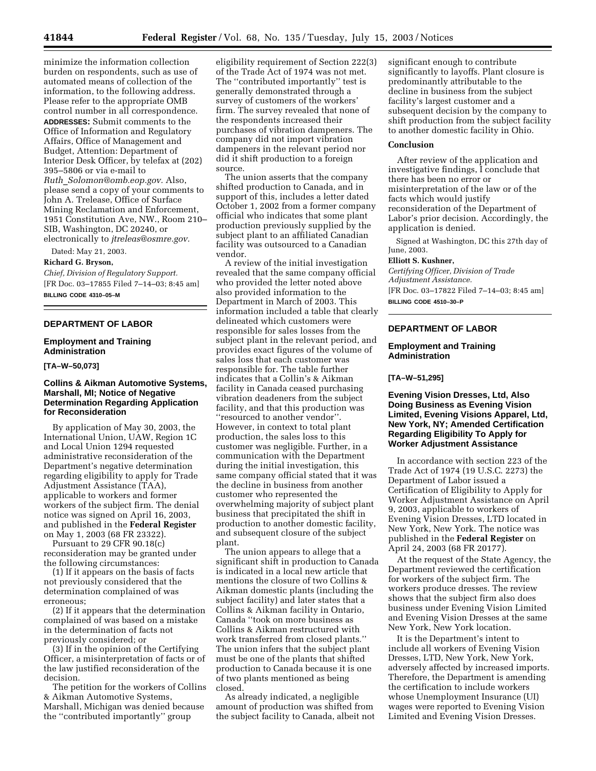minimize the information collection burden on respondents, such as use of automated means of collection of the information, to the following address. Please refer to the appropriate OMB control number in all correspondence.

**ADDRESSES:** Submit comments to the Office of Information and Regulatory Affairs, Office of Management and Budget, Attention: Department of Interior Desk Officer, by telefax at (202) 395–5806 or via e-mail to *Ruth_Solomon@omb.eop.gov.* Also, please send a copy of your comments to John A. Trelease, Office of Surface Mining Reclamation and Enforcement, 1951 Constitution Ave, NW., Room 210–SIB, Washington, DC 20240, or electronically to *jtreleas@osmre.gov.*

Dated: May 21, 2003.

**Richard G. Bryson,**

*Chief, Division of Regulatory Support.*

[FR Doc. 03–17855 Filed 7–14–03; 8:45 am]

**BILLING CODE 4310–05–M**

## DEPARTMENT OF LABOR

### Employment and Training Administration

**[TA–W–50,073]**

### Collins & Aikman Automotive Systems, Marshall, MI; Notice of Negative Determination Regarding Application for Reconsideration

By application of May 30, 2003, the International Union, UAW, Region 1C and Local Union 1294 requested administrative reconsideration of the Department's negative determination regarding eligibility to apply for Trade Adjustment Assistance (TAA), applicable to workers and former workers of the subject firm. The denial notice was signed on April 16, 2003, and published in the **Federal Register** on May 1, 2003 (68 FR 23322).

Pursuant to 29 CFR 90.18(c) reconsideration may be granted under the following circumstances:

(1) If it appears on the basis of facts not previously considered that the determination complained of was erroneous;

(2) If it appears that the determination complained of was based on a mistake in the determination of facts not previously considered; or

(3) If in the opinion of the Certifying Officer, a misinterpretation of facts or of the law justified reconsideration of the decision.

The petition for the workers of Collins & Aikman Automotive Systems, Marshall, Michigan was denied because the ''contributed importantly'' group eligibility requirement of Section 222(3) of the Trade Act of 1974 was not met. The ''contributed importantly'' test is generally demonstrated through a survey of customers of the workers' firm. The survey revealed that none of the respondents increased their purchases of vibration dampeners. The company did not import vibration dampeners in the relevant period nor did it shift production to a foreign source.

The union asserts that the company shifted production to Canada, and in support of this, includes a letter dated October 1, 2002 from a former company official who indicates that some plant production previously supplied by the subject plant to an affiliated Canadian facility was outsourced to a Canadian vendor.

A review of the initial investigation revealed that the same company official who provided the letter noted above also provided information to the Department in March of 2003. This information included a table that clearly delineated which customers were responsible for sales losses from the subject plant in the relevant period, and provides exact figures of the volume of sales loss that each customer was responsible for. The table further indicates that a Collin's & Aikman facility in Canada ceased purchasing vibration deadeners from the subject facility, and that this production was ''resourced to another vendor''. However, in context to total plant production, the sales loss to this customer was negligible. Further, in a communication with the Department during the initial investigation, this same company official stated that it was the decline in business from another customer who represented the overwhelming majority of subject plant business that precipitated the shift in production to another domestic facility, and subsequent closure of the subject plant.

The union appears to allege that a significant shift in production to Canada is indicated in a local new article that mentions the closure of two Collins & Aikman domestic plants (including the subject facility) and later states that a Collins & Aikman facility in Ontario, Canada ''took on more business as Collins & Aikman restructured with work transferred from closed plants.'' The union infers that the subject plant must be one of the plants that shifted production to Canada because it is one of two plants mentioned as being closed.

As already indicated, a negligible amount of production was shifted from the subject facility to Canada, albeit not significant enough to contribute significantly to layoffs. Plant closure is predominantly attributable to the decline in business from the subject facility's largest customer and a subsequent decision by the company to shift production from the subject facility to another domestic facility in Ohio.

#### Conclusion

After review of the application and investigative findings, I conclude that there has been no error or misinterpretation of the law or of the facts which would justify reconsideration of the Department of Labor's prior decision. Accordingly, the application is denied.

Signed at Washington, DC this 27th day of June, 2003.

**Elliott S. Kushner,**

*Certifying Officer, Division of Trade Adjustment Assistance.*

[FR Doc. 03–17822 Filed 7–14–03; 8:45 am]

**BILLING CODE 4510–30–P**

## DEPARTMENT OF LABOR

### Employment and Training Administration

**[TA–W–51,295]**

### Evening Vision Dresses, Ltd, Also Doing Business as Evening Vision Limited, Evening Visions Apparel, Ltd, New York, NY; Amended Certification Regarding Eligibility To Apply for Worker Adjustment Assistance

In accordance with section 223 of the Trade Act of 1974 (19 U.S.C. 2273) the Department of Labor issued a Certification of Eligibility to Apply for Worker Adjustment Assistance on April 9, 2003, applicable to workers of Evening Vision Dresses, LTD located in New York, New York. The notice was published in the **Federal Register** on April 24, 2003 (68 FR 20177).

At the request of the State Agency, the Department reviewed the certification for workers of the subject firm. The workers produce dresses. The review shows that the subject firm also does business under Evening Vision Limited and Evening Vision Dresses at the same New York, New York location.

It is the Department's intent to include all workers of Evening Vision Dresses, LTD, New York, New York, adversely affected by increased imports. Therefore, the Department is amending the certification to include workers whose Unemployment Insurance (UI) wages were reported to Evening Vision Limited and Evening Vision Dresses.